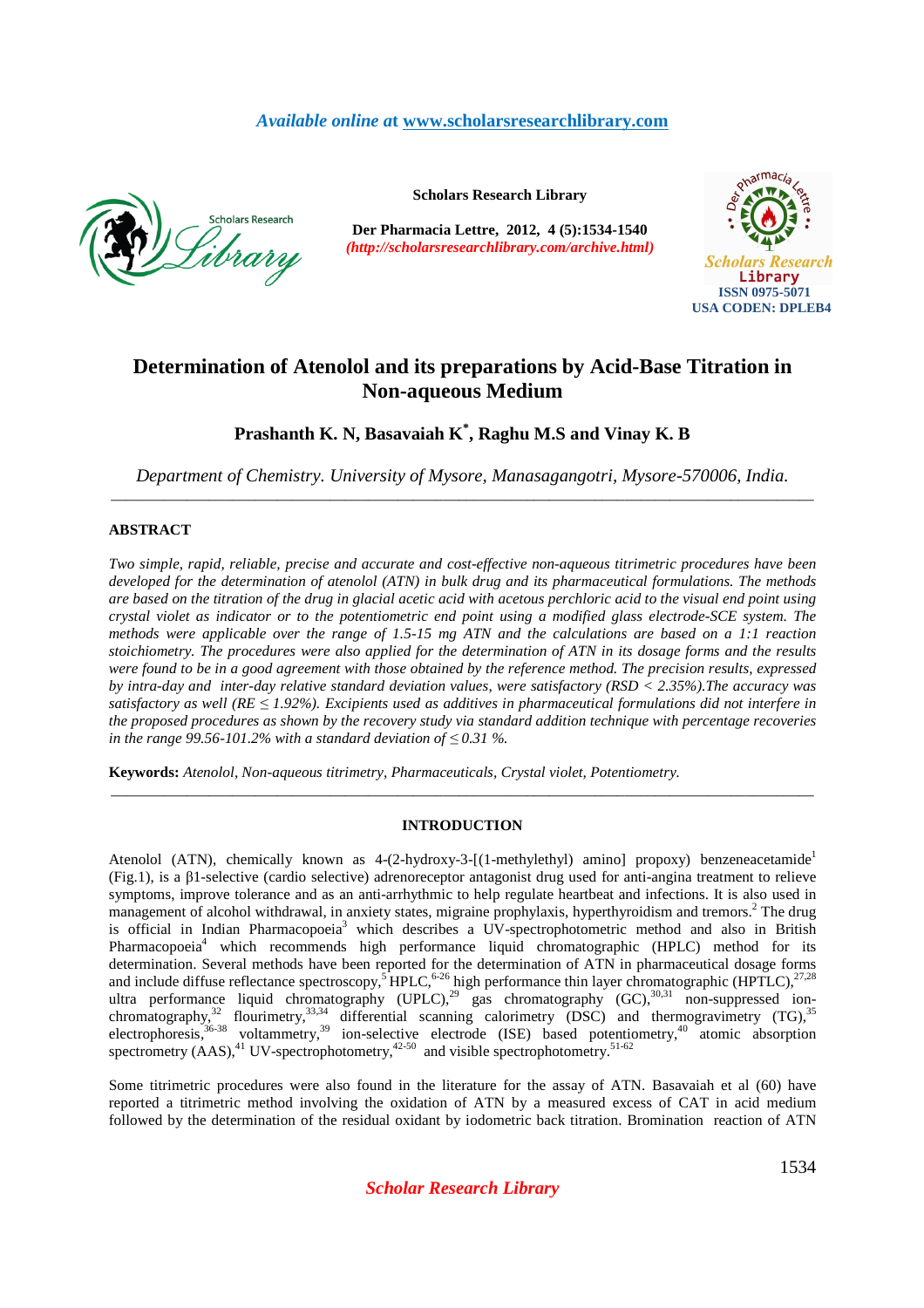*Available online at* www.scholarsresearchlibrary.com

**Scholars Research Library**

**Der Pharmacia Lettre, 2012, 4 (5):1534-1540**
*(http://scholarsresearchlibrary.com/archive.html)*

ISSN 0975-5071
USA CODEN: DPLEB4

# Determination of Atenolol and its preparations by Acid-Base Titration in Non-aqueous Medium

## Prashanth K. N, Basavaiah K[*], Raghu M.S and Vinay K. B

*Department of Chemistry. University of Mysore, Manasagangotri, Mysore-570006, India.*

---

## ABSTRACT

*Two simple, rapid, reliable, precise and accurate and cost-effective non-aqueous titrimetric procedures have been developed for the determination of atenolol (ATN) in bulk drug and its pharmaceutical formulations. The methods are based on the titration of the drug in glacial acetic acid with acetous perchloric acid to the visual end point using crystal violet as indicator or to the potentiometric end point using a modified glass electrode-SCE system. The methods were applicable over the range of 1.5-15 mg ATN and the calculations are based on a 1:1 reaction stoichiometry. The procedures were also applied for the determination of ATN in its dosage forms and the results were found to be in a good agreement with those obtained by the reference method. The precision results, expressed by intra-day and inter-day relative standard deviation values, were satisfactory (RSD < 2.35%).The accuracy was satisfactory as well (RE ≤ 1.92%). Excipients used as additives in pharmaceutical formulations did not interfere in the proposed procedures as shown by the recovery study via standard addition technique with percentage recoveries in the range 99.56-101.2% with a standard deviation of ≤ 0.31 %.*

**Keywords:** *Atenolol, Non-aqueous titrimetry, Pharmaceuticals, Crystal violet, Potentiometry.*

---

## INTRODUCTION

Atenolol (ATN), chemically known as 4-(2-hydroxy-3-[(1-methylethyl) amino] propoxy) benzeneacetamide[1] (Fig.1), is a β1-selective (cardio selective) adrenoreceptor antagonist drug used for anti-angina treatment to relieve symptoms, improve tolerance and as an anti-arrhythmic to help regulate heartbeat and infections. It is also used in management of alcohol withdrawal, in anxiety states, migraine prophylaxis, hyperthyroidism and tremors.[2] The drug is official in Indian Pharmacopoeia[3] which describes a UV-spectrophotometric method and also in British Pharmacopoeia[4] which recommends high performance liquid chromatographic (HPLC) method for its determination. Several methods have been reported for the determination of ATN in pharmaceutical dosage forms and include diffuse reflectance spectroscopy,[5] HPLC,[6-26] high performance thin layer chromatographic (HPTLC),[27,28] ultra performance liquid chromatography (UPLC),[29] gas chromatography (GC),[30,31] non-suppressed ion-chromatography,[32] flourimetry,[33,34] differential scanning calorimetry (DSC) and thermogravimetry (TG),[35] electrophoresis,[36-38] voltammetry,[39] ion-selective electrode (ISE) based potentiometry,[40] atomic absorption spectrometry (AAS),[41] UV-spectrophotometry,[42-50] and visible spectrophotometry.[51-62]

Some titrimetric procedures were also found in the literature for the assay of ATN. Basavaiah et al (60) have reported a titrimetric method involving the oxidation of ATN by a measured excess of CAT in acid medium followed by the determination of the residual oxidant by iodometric back titration. Bromination reaction of ATN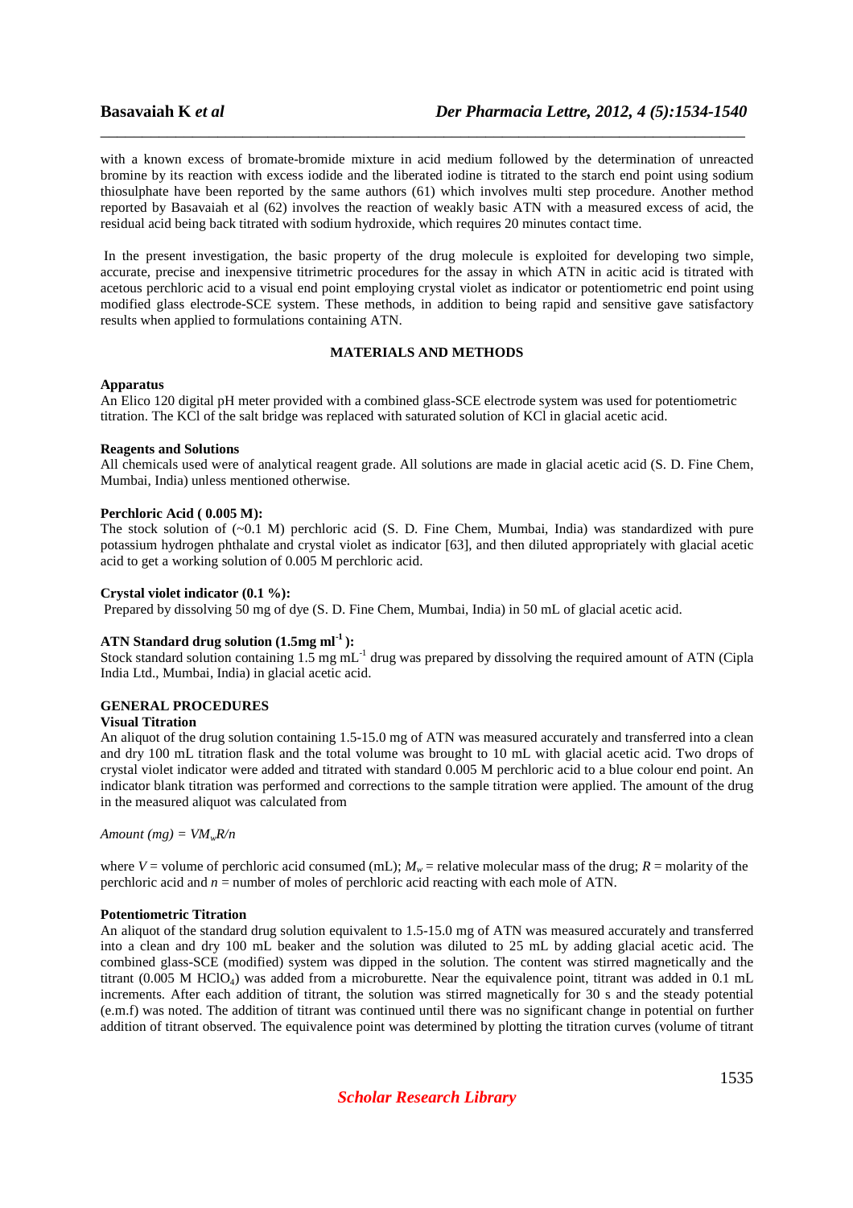with a known excess of bromate-bromide mixture in acid medium followed by the determination of unreacted bromine by its reaction with excess iodide and the liberated iodine is titrated to the starch end point using sodium thiosulphate have been reported by the same authors (61) which involves multi step procedure. Another method reported by Basavaiah et al (62) involves the reaction of weakly basic ATN with a measured excess of acid, the residual acid being back titrated with sodium hydroxide, which requires 20 minutes contact time.

In the present investigation, the basic property of the drug molecule is exploited for developing two simple, accurate, precise and inexpensive titrimetric procedures for the assay in which ATN in acitic acid is titrated with acetous perchloric acid to a visual end point employing crystal violet as indicator or potentiometric end point using modified glass electrode-SCE system. These methods, in addition to being rapid and sensitive gave satisfactory results when applied to formulations containing ATN.

## MATERIALS AND METHODS

### Apparatus

An Elico 120 digital pH meter provided with a combined glass-SCE electrode system was used for potentiometric titration. The KCl of the salt bridge was replaced with saturated solution of KCl in glacial acetic acid.

### Reagents and Solutions

All chemicals used were of analytical reagent grade. All solutions are made in glacial acetic acid (S. D. Fine Chem, Mumbai, India) unless mentioned otherwise.

**Perchloric Acid ( 0.005 M):**

The stock solution of (~0.1 M) perchloric acid (S. D. Fine Chem, Mumbai, India) was standardized with pure potassium hydrogen phthalate and crystal violet as indicator [63], and then diluted appropriately with glacial acetic acid to get a working solution of 0.005 M perchloric acid.

**Crystal violet indicator (0.1 %):**

Prepared by dissolving 50 mg of dye (S. D. Fine Chem, Mumbai, India) in 50 mL of glacial acetic acid.

**ATN Standard drug solution (1.5mg ml$^{-1}$):**

Stock standard solution containing 1.5 mg mL$^{-1}$ drug was prepared by dissolving the required amount of ATN (Cipla India Ltd., Mumbai, India) in glacial acetic acid.

### GENERAL PROCEDURES

**Visual Titration**

An aliquot of the drug solution containing 1.5-15.0 mg of ATN was measured accurately and transferred into a clean and dry 100 mL titration flask and the total volume was brought to 10 mL with glacial acetic acid. Two drops of crystal violet indicator were added and titrated with standard 0.005 M perchloric acid to a blue colour end point. An indicator blank titration was performed and corrections to the sample titration were applied. The amount of the drug in the measured aliquot was calculated from

*Amount (mg)* $= VM_wR/n$

where $V$ = volume of perchloric acid consumed (mL); $M_w$ = relative molecular mass of the drug; $R$ = molarity of the perchloric acid and $n$ = number of moles of perchloric acid reacting with each mole of ATN.

**Potentiometric Titration**

An aliquot of the standard drug solution equivalent to 1.5-15.0 mg of ATN was measured accurately and transferred into a clean and dry 100 mL beaker and the solution was diluted to 25 mL by adding glacial acetic acid. The combined glass-SCE (modified) system was dipped in the solution. The content was stirred magnetically and the titrant (0.005 M $HClO_4$) was added from a microburette. Near the equivalence point, titrant was added in 0.1 mL increments. After each addition of titrant, the solution was stirred magnetically for 30 s and the steady potential (e.m.f) was noted. The addition of titrant was continued until there was no significant change in potential on further addition of titrant observed. The equivalence point was determined by plotting the titration curves (volume of titrant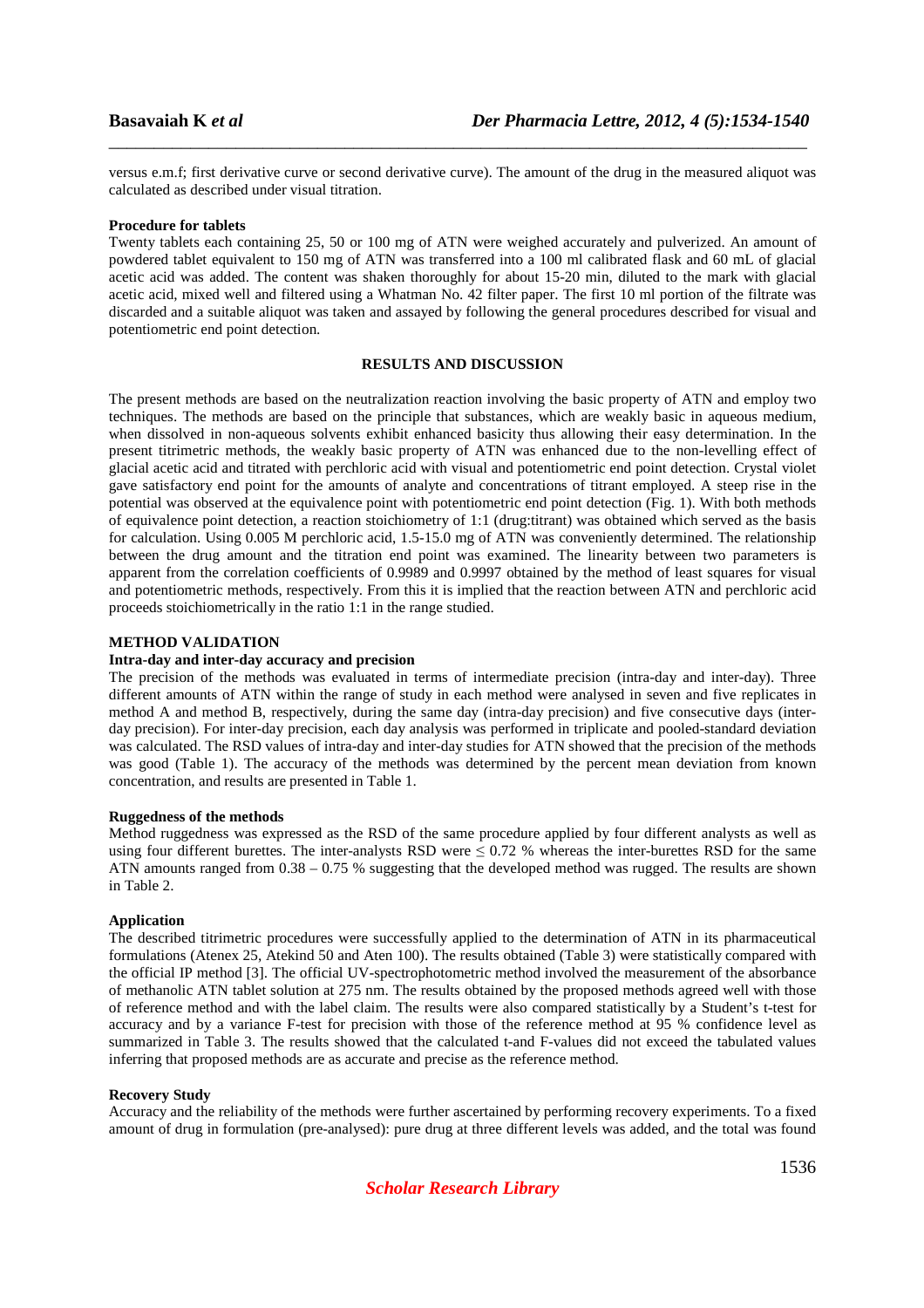versus e.m.f; first derivative curve or second derivative curve). The amount of the drug in the measured aliquot was calculated as described under visual titration.

**Procedure for tablets**

Twenty tablets each containing 25, 50 or 100 mg of ATN were weighed accurately and pulverized. An amount of powdered tablet equivalent to 150 mg of ATN was transferred into a 100 ml calibrated flask and 60 mL of glacial acetic acid was added. The content was shaken thoroughly for about 15-20 min, diluted to the mark with glacial acetic acid, mixed well and filtered using a Whatman No. 42 filter paper. The first 10 ml portion of the filtrate was discarded and a suitable aliquot was taken and assayed by following the general procedures described for visual and potentiometric end point detection.

## RESULTS AND DISCUSSION

The present methods are based on the neutralization reaction involving the basic property of ATN and employ two techniques. The methods are based on the principle that substances, which are weakly basic in aqueous medium, when dissolved in non-aqueous solvents exhibit enhanced basicity thus allowing their easy determination. In the present titrimetric methods, the weakly basic property of ATN was enhanced due to the non-levelling effect of glacial acetic acid and titrated with perchloric acid with visual and potentiometric end point detection. Crystal violet gave satisfactory end point for the amounts of analyte and concentrations of titrant employed. A steep rise in the potential was observed at the equivalence point with potentiometric end point detection (Fig. 1). With both methods of equivalence point detection, a reaction stoichiometry of 1:1 (drug:titrant) was obtained which served as the basis for calculation. Using 0.005 M perchloric acid, 1.5-15.0 mg of ATN was conveniently determined. The relationship between the drug amount and the titration end point was examined. The linearity between two parameters is apparent from the correlation coefficients of 0.9989 and 0.9997 obtained by the method of least squares for visual and potentiometric methods, respectively. From this it is implied that the reaction between ATN and perchloric acid proceeds stoichiometrically in the ratio 1:1 in the range studied.

### METHOD VALIDATION

**Intra-day and inter-day accuracy and precision**

The precision of the methods was evaluated in terms of intermediate precision (intra-day and inter-day). Three different amounts of ATN within the range of study in each method were analysed in seven and five replicates in method A and method B, respectively, during the same day (intra-day precision) and five consecutive days (inter-day precision). For inter-day precision, each day analysis was performed in triplicate and pooled-standard deviation was calculated. The RSD values of intra-day and inter-day studies for ATN showed that the precision of the methods was good (Table 1). The accuracy of the methods was determined by the percent mean deviation from known concentration, and results are presented in Table 1.

**Ruggedness of the methods**

Method ruggedness was expressed as the RSD of the same procedure applied by four different analysts as well as using four different burettes. The inter-analysts RSD were $\leq$ 0.72 % whereas the inter-burettes RSD for the same ATN amounts ranged from 0.38 – 0.75 % suggesting that the developed method was rugged. The results are shown in Table 2.

**Application**

The described titrimetric procedures were successfully applied to the determination of ATN in its pharmaceutical formulations (Atenex 25, Atekind 50 and Aten 100). The results obtained (Table 3) were statistically compared with the official IP method [3]. The official UV-spectrophotometric method involved the measurement of the absorbance of methanolic ATN tablet solution at 275 nm. The results obtained by the proposed methods agreed well with those of reference method and with the label claim. The results were also compared statistically by a Student's t-test for accuracy and by a variance F-test for precision with those of the reference method at 95 % confidence level as summarized in Table 3. The results showed that the calculated t-and F-values did not exceed the tabulated values inferring that proposed methods are as accurate and precise as the reference method.

**Recovery Study**

Accuracy and the reliability of the methods were further ascertained by performing recovery experiments. To a fixed amount of drug in formulation (pre-analysed): pure drug at three different levels was added, and the total was found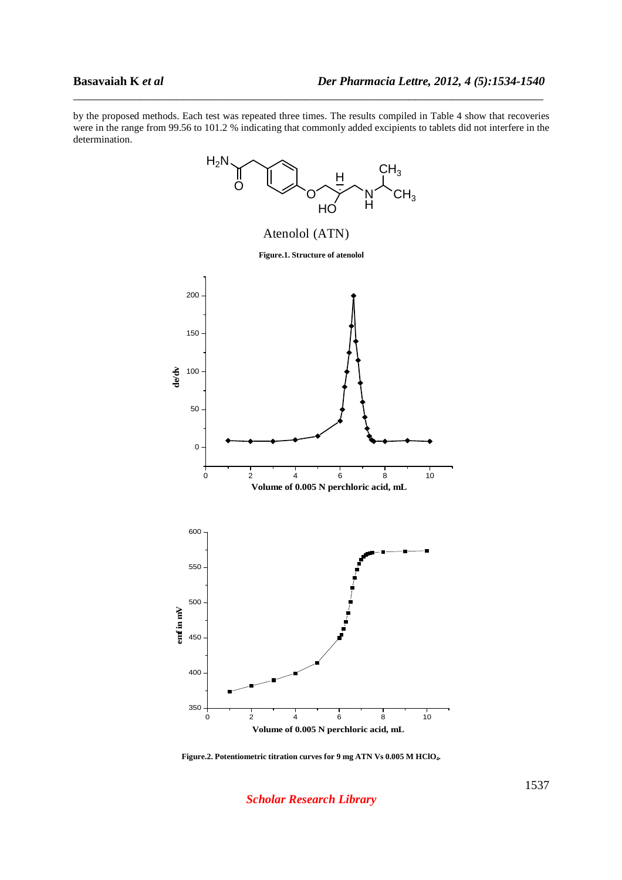by the proposed methods. Each test was repeated three times. The results compiled in Table 4 show that recoveries were in the range from 99.56 to 101.2 % indicating that commonly added excipients to tablets did not interfere in the determination.

Atenolol (ATN)

**Figure.1. Structure of atenolol**

de/dv

Volume of 0.005 N perchloric acid, mL

emf in mV

Volume of 0.005 N perchloric acid, mL

**Figure.2. Potentiometric titration curves for 9 mg ATN Vs 0.005 M $HClO_4$.**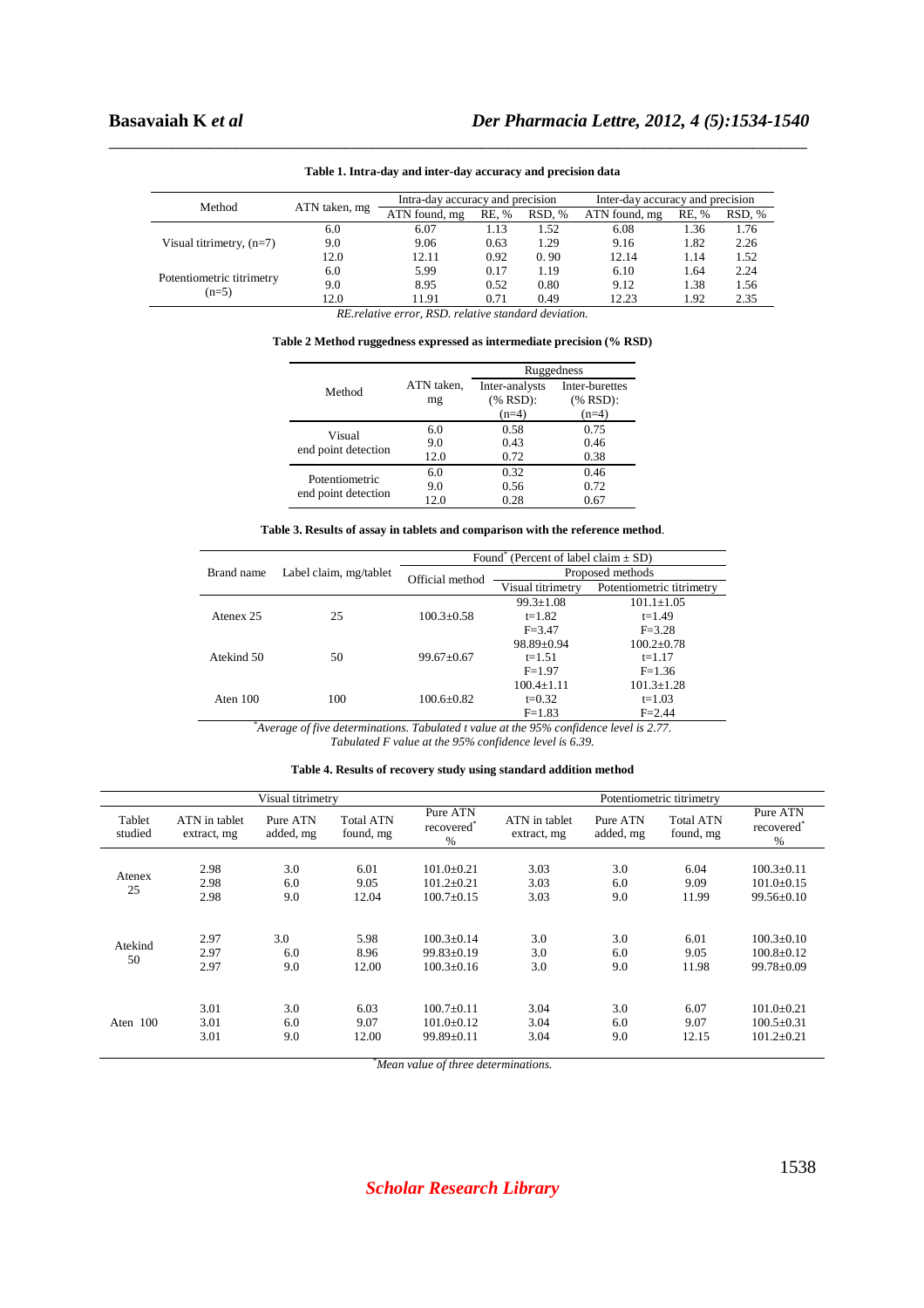**Table 1. Intra-day and inter-day accuracy and precision data**

| Method | ATN taken, mg | Intra-day accuracy and precision | | | Inter-day accuracy and precision | | |
|---|---|---|---|---|---|---|---|
| | | ATN found, mg | RE, % | RSD, % | ATN found, mg | RE, % | RSD, % |
| Visual titrimetry, (n=7) | 6.0 | 6.07 | 1.13 | 1.52 | 6.08 | 1.36 | 1.76 |
| | 9.0 | 9.06 | 0.63 | 1.29 | 9.16 | 1.82 | 2.26 |
| | 12.0 | 12.11 | 0.92 | 0. 90 | 12.14 | 1.14 | 1.52 |
| Potentiometric titrimetry (n=5) | 6.0 | 5.99 | 0.17 | 1.19 | 6.10 | 1.64 | 2.24 |
| | 9.0 | 8.95 | 0.52 | 0.80 | 9.12 | 1.38 | 1.56 |
| | 12.0 | 11.91 | 0.71 | 0.49 | 12.23 | 1.92 | 2.35 |

*RE.relative error, RSD. relative standard deviation.*

**Table 2 Method ruggedness expressed as intermediate precision (% RSD)**

| Method | ATN taken, mg | Ruggedness | |
|---|---|---|---|
| | | Inter-analysts (% RSD): (n=4) | Inter-burettes (% RSD): (n=4) |
| Visual end point detection | 6.0 | 0.58 | 0.75 |
| | 9.0 | 0.43 | 0.46 |
| | 12.0 | 0.72 | 0.38 |
| Potentiometric end point detection | 6.0 | 0.32 | 0.46 |
| | 9.0 | 0.56 | 0.72 |
| | 12.0 | 0.28 | 0.67 |

**Table 3. Results of assay in tablets and comparison with the reference method.**

| Brand name | Label claim, mg/tablet | Found* (Percent of label claim ± SD) | | |
|---|---|---|---|---|
| | | Official method | Proposed methods | |
| | | | Visual titrimetry | Potentiometric titrimetry |
| Atenex 25 | 25 | 100.3±0.58 | 99.3±1.08<br>t=1.82<br>F=3.47 | 101.1±1.05<br>t=1.49<br>F=3.28 |
| Atekind 50 | 50 | 99.67±0.67 | 98.89±0.94<br>t=1.51<br>F=1.97 | 100.2±0.78<br>t=1.17<br>F=1.36 |
| Aten 100 | 100 | 100.6±0.82 | 100.4±1.11<br>t=0.32<br>F=1.83 | 101.3±1.28<br>t=1.03<br>F=2.44 |

*Average of five determinations. Tabulated t value at the 95% confidence level is 2.77. Tabulated F value at the 95% confidence level is 6.39.*

**Table 4. Results of recovery study using standard addition method**

| Tablet studied | Visual titrimetry | | | | Potentiometric titrimetry | | | |
|---|---|---|---|---|---|---|---|---|
| | ATN in tablet extract, mg | Pure ATN added, mg | Total ATN found, mg | Pure ATN recovered* % | ATN in tablet extract, mg | Pure ATN added, mg | Total ATN found, mg | Pure ATN recovered* % |
| Atenex 25 | 2.98 | 3.0 | 6.01 | 101.0±0.21 | 3.03 | 3.0 | 6.04 | 100.3±0.11 |
| | 2.98 | 6.0 | 9.05 | 101.2±0.21 | 3.03 | 6.0 | 9.09 | 101.0±0.15 |
| | 2.98 | 9.0 | 12.04 | 100.7±0.15 | 3.03 | 9.0 | 11.99 | 99.56±0.10 |
| Atekind 50 | 2.97 | 3.0 | 5.98 | 100.3±0.14 | 3.0 | 3.0 | 6.01 | 100.3±0.10 |
| | 2.97 | 6.0 | 8.96 | 99.83±0.19 | 3.0 | 6.0 | 9.05 | 100.8±0.12 |
| | 2.97 | 9.0 | 12.00 | 100.3±0.16 | 3.0 | 9.0 | 11.98 | 99.78±0.09 |
| Aten 100 | 3.01 | 3.0 | 6.03 | 100.7±0.11 | 3.04 | 3.0 | 6.07 | 101.0±0.21 |
| | 3.01 | 6.0 | 9.07 | 101.0±0.12 | 3.04 | 6.0 | 9.07 | 100.5±0.31 |
| | 3.01 | 9.0 | 12.00 | 99.89±0.11 | 3.04 | 9.0 | 12.15 | 101.2±0.21 |

*Mean value of three determinations.*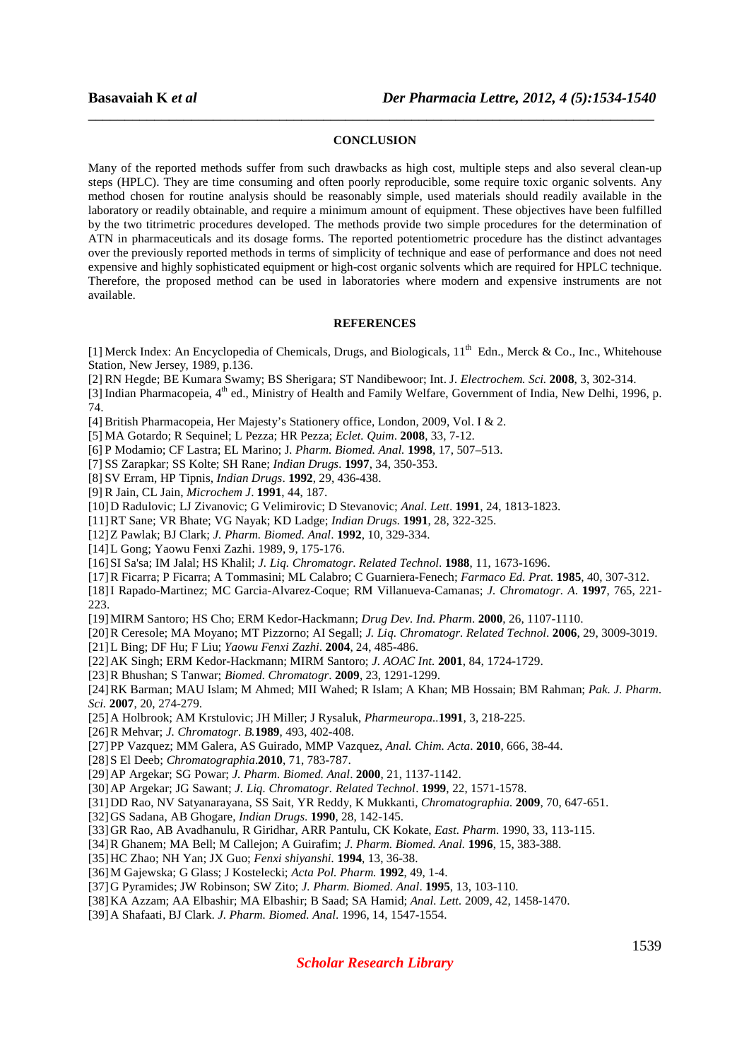## CONCLUSION

Many of the reported methods suffer from such drawbacks as high cost, multiple steps and also several clean-up steps (HPLC). They are time consuming and often poorly reproducible, some require toxic organic solvents. Any method chosen for routine analysis should be reasonably simple, used materials should readily available in the laboratory or readily obtainable, and require a minimum amount of equipment. These objectives have been fulfilled by the two titrimetric procedures developed. The methods provide two simple procedures for the determination of ATN in pharmaceuticals and its dosage forms. The reported potentiometric procedure has the distinct advantages over the previously reported methods in terms of simplicity of technique and ease of performance and does not need expensive and highly sophisticated equipment or high-cost organic solvents which are required for HPLC technique. Therefore, the proposed method can be used in laboratories where modern and expensive instruments are not available.

## REFERENCES

[1] Merck Index: An Encyclopedia of Chemicals, Drugs, and Biologicals, 11th Edn., Merck & Co., Inc., Whitehouse Station, New Jersey, 1989, p.136.

[2] RN Hegde; BE Kumara Swamy; BS Sherigara; ST Nandibewoor; Int. J. *Electrochem. Sci.* **2008**, 3, 302-314.

[3] Indian Pharmacopeia, 4th ed., Ministry of Health and Family Welfare, Government of India, New Delhi, 1996, p. 74.

[4] British Pharmacopeia, Her Majesty's Stationery office, London, 2009, Vol. I & 2.

[5] MA Gotardo; R Sequinel; L Pezza; HR Pezza; *Eclet. Quim*. **2008**, 33, 7-12.

[6] P Modamio; CF Lastra; EL Marino; J. *Pharm. Biomed. Anal.* **1998**, 17, 507–513.

[7] SS Zarapkar; SS Kolte; SH Rane; *Indian Drugs*. **1997**, 34, 350-353.

[8] SV Erram, HP Tipnis, *Indian Drugs*. **1992**, 29, 436-438.

[9] R Jain, CL Jain, *Microchem J*. **1991**, 44, 187.

[10] D Radulovic; LJ Zivanovic; G Velimirovic; D Stevanovic; *Anal. Lett*. **1991**, 24, 1813-1823.

[11] RT Sane; VR Bhate; VG Nayak; KD Ladge; *Indian Drugs.* **1991**, 28, 322-325.

[12] Z Pawlak; BJ Clark; *J. Pharm. Biomed. Anal*. **1992**, 10, 329-334.

[14] L Gong; Yaowu Fenxi Zazhi. 1989, 9, 175-176.

[16] SI Sa'sa; IM Jalal; HS Khalil; *J. Liq. Chromatogr. Related Technol.* **1988**, 11, 1673-1696.

[17] R Ficarra; P Ficarra; A Tommasini; ML Calabro; C Guarniera-Fenech; *Farmaco Ed. Prat.* **1985**, 40, 307-312.

[18] I Rapado-Martinez; MC Garcia-Alvarez-Coque; RM Villanueva-Camanas; *J. Chromatogr. A*. **1997**, 765, 221-223.

[19] MIRM Santoro; HS Cho; ERM Kedor-Hackmann; *Drug Dev. Ind. Pharm*. **2000**, 26, 1107-1110.

[20] R Ceresole; MA Moyano; MT Pizzorno; AI Segall; *J. Liq. Chromatogr. Related Technol.* **2006**, 29, 3009-3019.

[21] L Bing; DF Hu; F Liu; *Yaowu Fenxi Zazhi.* **2004**, 24, 485-486.

[22] AK Singh; ERM Kedor-Hackmann; MIRM Santoro; *J. AOAC Int.* **2001**, 84, 1724-1729.

[23] R Bhushan; S Tanwar; *Biomed. Chromatogr*. **2009**, 23, 1291-1299.

[24] RK Barman; MAU Islam; M Ahmed; MII Wahed; R Islam; A Khan; MB Hossain; BM Rahman; *Pak. J. Pharm. Sci.* **2007**, 20, 274-279.

[25] A Holbrook; AM Krstulovic; JH Miller; J Rysaluk, *Pharmeuropa.*.**1991**, 3, 218-225.

[26] R Mehvar; *J. Chromatogr. B.***1989**, 493, 402-408.

[27] PP Vazquez; MM Galera, AS Guirado, MMP Vazquez, *Anal. Chim. Acta*. **2010**, 666, 38-44.

[28] S El Deeb; *Chromatographia*.**2010**, 71, 783-787.

[29] AP Argekar; SG Powar; *J. Pharm. Biomed. Anal*. **2000**, 21, 1137-1142.

[30] AP Argekar; JG Sawant; *J. Liq. Chromatogr. Related Technol*. **1999**, 22, 1571-1578.

[31] DD Rao, NV Satyanarayana, SS Sait, YR Reddy, K Mukkanti, *Chromatographia.* **2009**, 70, 647-651.

[32] GS Sadana, AB Ghogare, *Indian Drugs.* **1990**, 28, 142-145.

[33] GR Rao, AB Avadhanulu, R Giridhar, ARR Pantulu, CK Kokate, *East. Pharm*. 1990, 33, 113-115.

[34] R Ghanem; MA Bell; M Callejon; A Guirafim; *J. Pharm. Biomed. Anal.* **1996**, 15, 383-388.

[35] HC Zhao; NH Yan; JX Guo; *Fenxi shiyanshi*. **1994**, 13, 36-38.

[36] M Gajewska; G Glass; J Kostelecki; *Acta Pol. Pharm.* **1992**, 49, 1-4.

[37] G Pyramides; JW Robinson; SW Zito; *J. Pharm. Biomed. Anal*. **1995**, 13, 103-110.

[38] KA Azzam; AA Elbashir; MA Elbashir; B Saad; SA Hamid; *Anal. Lett.* 2009, 42, 1458-1470.

[39] A Shafaati, BJ Clark. *J. Pharm. Biomed. Anal*. 1996, 14, 1547-1554.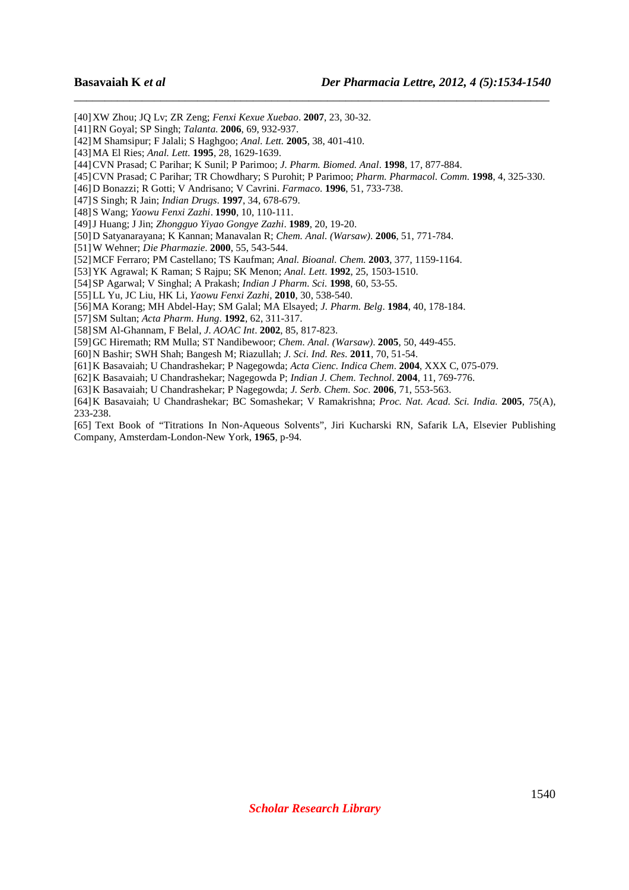[40] XW Zhou; JQ Lv; ZR Zeng; *Fenxi Kexue Xuebao*. **2007**, 23, 30-32.
[41] RN Goyal; SP Singh; *Talanta.* **2006**, 69, 932-937.
[42] M Shamsipur; F Jalali; S Haghgoo; *Anal. Lett.* **2005**, 38, 401-410.
[43] MA El Ries; *Anal. Lett.* **1995**, 28, 1629-1639.
[44] CVN Prasad; C Parihar; K Sunil; P Parimoo; *J. Pharm. Biomed. Anal*. **1998**, 17, 877-884.
[45] CVN Prasad; C Parihar; TR Chowdhary; S Purohit; P Parimoo; *Pharm. Pharmacol. Comm.* **1998**, 4, 325-330.
[46] D Bonazzi; R Gotti; V Andrisano; V Cavrini. *Farmaco.* **1996**, 51, 733-738.
[47] S Singh; R Jain; *Indian Drugs*. **1997**, 34, 678-679.
[48] S Wang; *Yaowu Fenxi Zazhi*. **1990**, 10, 110-111.
[49] J Huang; J Jin; *Zhongguo Yiyao Gongye Zazhi*. **1989**, 20, 19-20.
[50] D Satyanarayana; K Kannan; Manavalan R; *Chem. Anal. (Warsaw)*. **2006**, 51, 771-784.
[51] W Wehner; *Die Pharmazie.* **2000**, 55, 543-544.
[52] MCF Ferraro; PM Castellano; TS Kaufman; *Anal. Bioanal. Chem.* **2003**, 377, 1159-1164.
[53] YK Agrawal; K Raman; S Rajpu; SK Menon; *Anal. Lett.* **1992**, 25, 1503-1510.
[54] SP Agarwal; V Singhal; A Prakash; *Indian J Pharm. Sci.* **1998**, 60, 53-55.
[55] LL Yu, JC Liu, HK Li, *Yaowu Fenxi Zazhi*, **2010**, 30, 538-540.
[56] MA Korang; MH Abdel-Hay; SM Galal; MA Elsayed; *J. Pharm. Belg*. **1984**, 40, 178-184.
[57] SM Sultan; *Acta Pharm. Hung*. **1992**, 62, 311-317.
[58] SM Al-Ghannam, F Belal, *J. AOAC Int*. **2002**, 85, 817-823.
[59] GC Hiremath; RM Mulla; ST Nandibewoor; *Chem. Anal. (Warsaw)*. **2005**, 50, 449-455.
[60] N Bashir; SWH Shah; Bangesh M; Riazullah; *J. Sci. Ind. Res*. **2011**, 70, 51-54.
[61] K Basavaiah; U Chandrashekar; P Nagegowda; *Acta Cienc. Indica Chem*. **2004**, XXX C, 075-079.
[62] K Basavaiah; U Chandrashekar; Nagegowda P; *Indian J. Chem. Technol*. **2004**, 11, 769-776.
[63] K Basavaiah; U Chandrashekar; P Nagegowda; *J. Serb. Chem. Soc.* **2006**, 71, 553-563.
[64] K Basavaiah; U Chandrashekar; BC Somashekar; V Ramakrishna; *Proc. Nat. Acad. Sci. India.* **2005**, 75(A), 233-238.
[65] Text Book of "Titrations In Non-Aqueous Solvents", Jiri Kucharski RN, Safarik LA, Elsevier Publishing Company, Amsterdam-London-New York, **1965**, p-94.